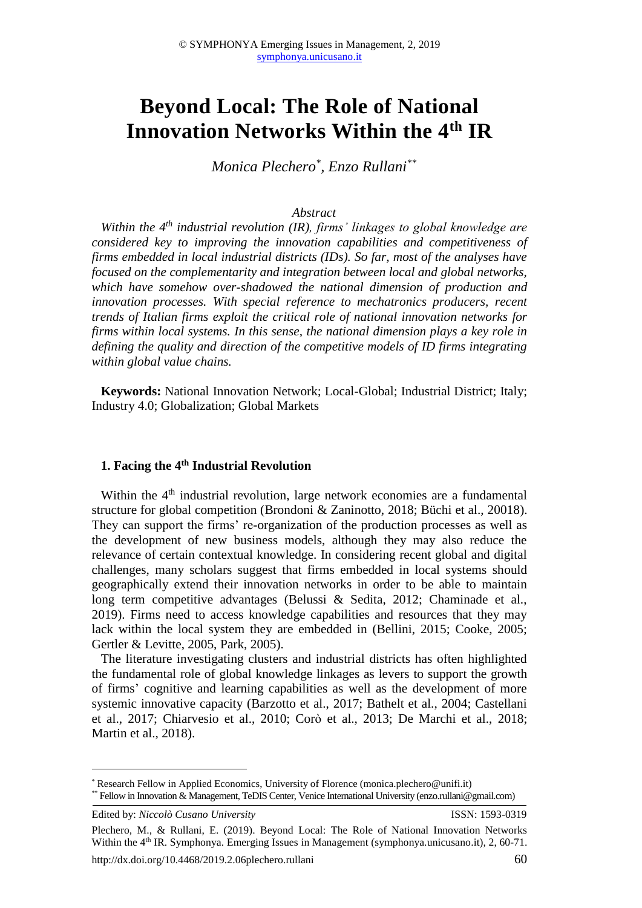# Beyond Local: The Role of National Innovation Networks Within the 4th IR

*Monica Plechero*[*], *Enzo Rullani*[**]

*Abstract*

*Within the 4th industrial revolution (IR), firms' linkages to global knowledge are considered key to improving the innovation capabilities and competitiveness of firms embedded in local industrial districts (IDs). So far, most of the analyses have focused on the complementarity and integration between local and global networks, which have somehow over-shadowed the national dimension of production and innovation processes. With special reference to mechatronics producers, recent trends of Italian firms exploit the critical role of national innovation networks for firms within local systems. In this sense, the national dimension plays a key role in defining the quality and direction of the competitive models of ID firms integrating within global value chains.*

**Keywords:** National Innovation Network; Local-Global; Industrial District; Italy; Industry 4.0; Globalization; Global Markets

## 1. Facing the 4th Industrial Revolution

Within the 4th industrial revolution, large network economies are a fundamental structure for global competition (Brondoni & Zaninotto, 2018; Büchi et al., 20018). They can support the firms' re-organization of the production processes as well as the development of new business models, although they may also reduce the relevance of certain contextual knowledge. In considering recent global and digital challenges, many scholars suggest that firms embedded in local systems should geographically extend their innovation networks in order to be able to maintain long term competitive advantages (Belussi & Sedita, 2012; Chaminade et al., 2019). Firms need to access knowledge capabilities and resources that they may lack within the local system they are embedded in (Bellini, 2015; Cooke, 2005; Gertler & Levitte, 2005, Park, 2005).

The literature investigating clusters and industrial districts has often highlighted the fundamental role of global knowledge linkages as levers to support the growth of firms' cognitive and learning capabilities as well as the development of more systemic innovative capacity (Barzotto et al., 2017; Bathelt et al., 2004; Castellani et al., 2017; Chiarvesio et al., 2010; Corò et al., 2013; De Marchi et al., 2018; Martin et al., 2018).

---

[*] Research Fellow in Applied Economics, University of Florence (monica.plechero@unifi.it)

[**] Fellow in Innovation & Management, TeDIS Center, Venice International University (enzo.rullani@gmail.com)

Edited by: *Niccolò Cusano University* ISSN: 1593-0319

Plechero, M., & Rullani, E. (2019). Beyond Local: The Role of National Innovation Networks Within the 4th IR. Symphonya. Emerging Issues in Management (symphonya.unicusano.it), 2, 60-71.

http://dx.doi.org/10.4468/2019.2.06plechero.rullani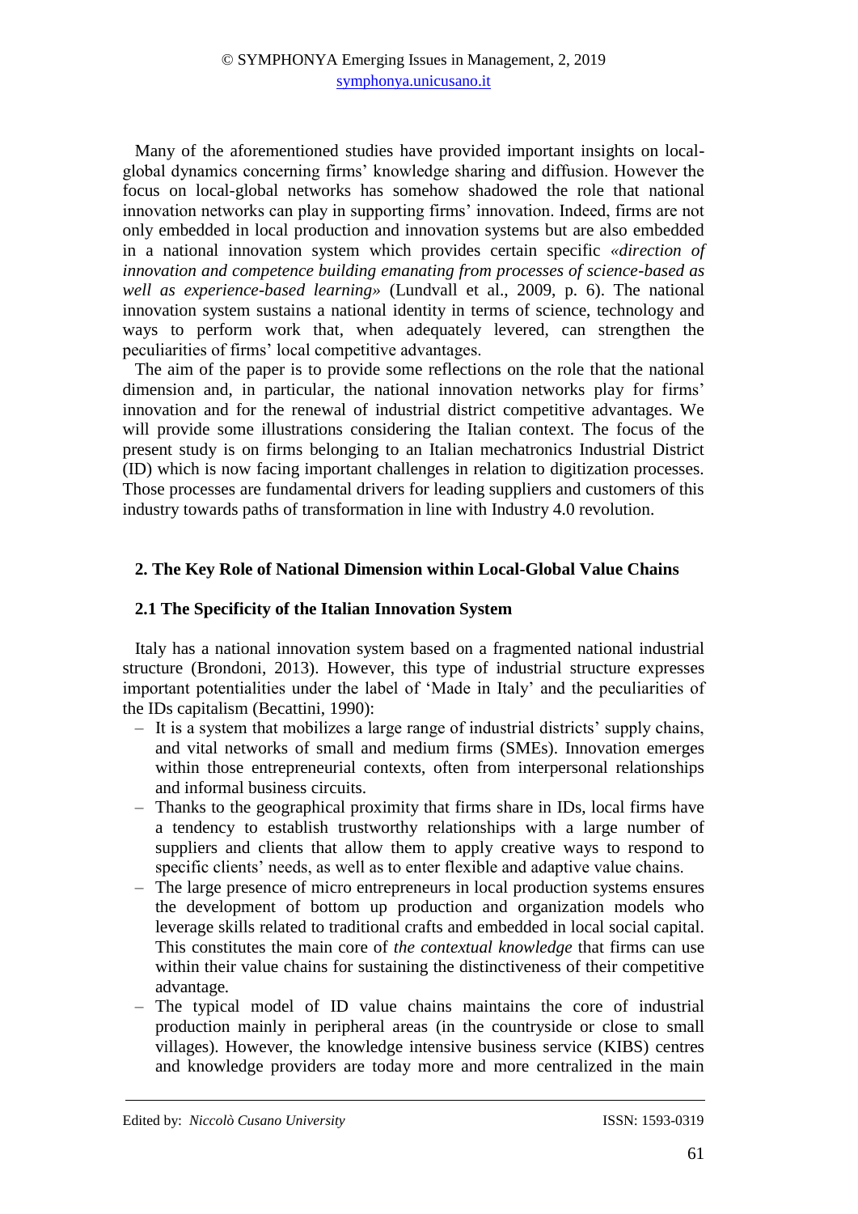Many of the aforementioned studies have provided important insights on local-global dynamics concerning firms' knowledge sharing and diffusion. However the focus on local-global networks has somehow shadowed the role that national innovation networks can play in supporting firms' innovation. Indeed, firms are not only embedded in local production and innovation systems but are also embedded in a national innovation system which provides certain specific «*direction of innovation and competence building emanating from processes of science-based as well as experience-based learning*» (Lundvall et al., 2009, p. 6). The national innovation system sustains a national identity in terms of science, technology and ways to perform work that, when adequately levered, can strengthen the peculiarities of firms' local competitive advantages.

The aim of the paper is to provide some reflections on the role that the national dimension and, in particular, the national innovation networks play for firms' innovation and for the renewal of industrial district competitive advantages. We will provide some illustrations considering the Italian context. The focus of the present study is on firms belonging to an Italian mechatronics Industrial District (ID) which is now facing important challenges in relation to digitization processes. Those processes are fundamental drivers for leading suppliers and customers of this industry towards paths of transformation in line with Industry 4.0 revolution.

## 2. The Key Role of National Dimension within Local-Global Value Chains

### 2.1 The Specificity of the Italian Innovation System

Italy has a national innovation system based on a fragmented national industrial structure (Brondoni, 2013). However, this type of industrial structure expresses important potentialities under the label of 'Made in Italy' and the peculiarities of the IDs capitalism (Becattini, 1990):

- It is a system that mobilizes a large range of industrial districts' supply chains, and vital networks of small and medium firms (SMEs). Innovation emerges within those entrepreneurial contexts, often from interpersonal relationships and informal business circuits.
- Thanks to the geographical proximity that firms share in IDs, local firms have a tendency to establish trustworthy relationships with a large number of suppliers and clients that allow them to apply creative ways to respond to specific clients' needs, as well as to enter flexible and adaptive value chains.
- The large presence of micro entrepreneurs in local production systems ensures the development of bottom up production and organization models who leverage skills related to traditional crafts and embedded in local social capital. This constitutes the main core of *the contextual knowledge* that firms can use within their value chains for sustaining the distinctiveness of their competitive advantage.
- The typical model of ID value chains maintains the core of industrial production mainly in peripheral areas (in the countryside or close to small villages). However, the knowledge intensive business service (KIBS) centres and knowledge providers are today more and more centralized in the main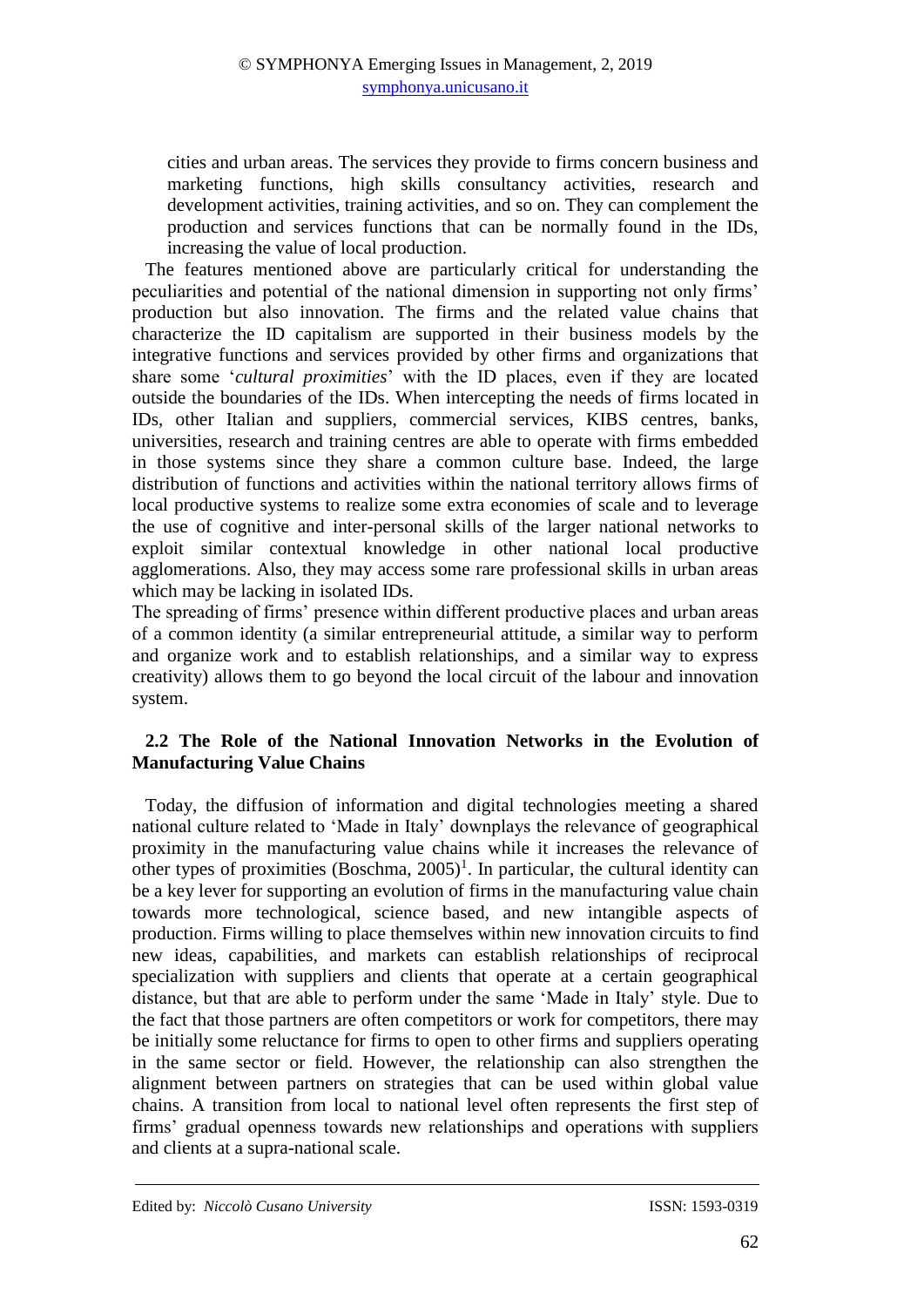cities and urban areas. The services they provide to firms concern business and marketing functions, high skills consultancy activities, research and development activities, training activities, and so on. They can complement the production and services functions that can be normally found in the IDs, increasing the value of local production.

The features mentioned above are particularly critical for understanding the peculiarities and potential of the national dimension in supporting not only firms' production but also innovation. The firms and the related value chains that characterize the ID capitalism are supported in their business models by the integrative functions and services provided by other firms and organizations that share some '*cultural proximities*' with the ID places, even if they are located outside the boundaries of the IDs. When intercepting the needs of firms located in IDs, other Italian and suppliers, commercial services, KIBS centres, banks, universities, research and training centres are able to operate with firms embedded in those systems since they share a common culture base. Indeed, the large distribution of functions and activities within the national territory allows firms of local productive systems to realize some extra economies of scale and to leverage the use of cognitive and inter-personal skills of the larger national networks to exploit similar contextual knowledge in other national local productive agglomerations. Also, they may access some rare professional skills in urban areas which may be lacking in isolated IDs.

The spreading of firms' presence within different productive places and urban areas of a common identity (a similar entrepreneurial attitude, a similar way to perform and organize work and to establish relationships, and a similar way to express creativity) allows them to go beyond the local circuit of the labour and innovation system.

## 2.2 The Role of the National Innovation Networks in the Evolution of Manufacturing Value Chains

Today, the diffusion of information and digital technologies meeting a shared national culture related to 'Made in Italy' downplays the relevance of geographical proximity in the manufacturing value chains while it increases the relevance of other types of proximities (Boschma, 2005)[1]. In particular, the cultural identity can be a key lever for supporting an evolution of firms in the manufacturing value chain towards more technological, science based, and new intangible aspects of production. Firms willing to place themselves within new innovation circuits to find new ideas, capabilities, and markets can establish relationships of reciprocal specialization with suppliers and clients that operate at a certain geographical distance, but that are able to perform under the same 'Made in Italy' style. Due to the fact that those partners are often competitors or work for competitors, there may be initially some reluctance for firms to open to other firms and suppliers operating in the same sector or field. However, the relationship can also strengthen the alignment between partners on strategies that can be used within global value chains. A transition from local to national level often represents the first step of firms' gradual openness towards new relationships and operations with suppliers and clients at a supra-national scale.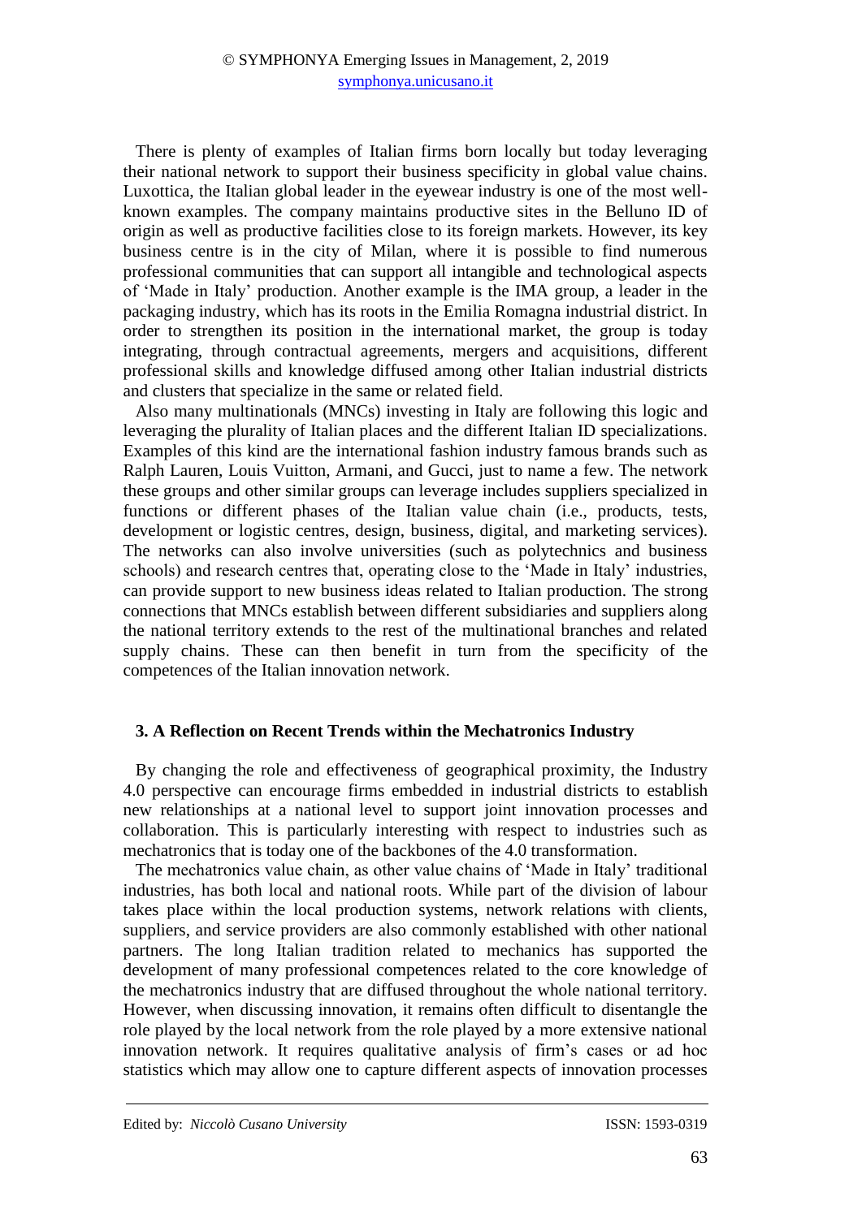There is plenty of examples of Italian firms born locally but today leveraging their national network to support their business specificity in global value chains. Luxottica, the Italian global leader in the eyewear industry is one of the most well-known examples. The company maintains productive sites in the Belluno ID of origin as well as productive facilities close to its foreign markets. However, its key business centre is in the city of Milan, where it is possible to find numerous professional communities that can support all intangible and technological aspects of 'Made in Italy' production. Another example is the IMA group, a leader in the packaging industry, which has its roots in the Emilia Romagna industrial district. In order to strengthen its position in the international market, the group is today integrating, through contractual agreements, mergers and acquisitions, different professional skills and knowledge diffused among other Italian industrial districts and clusters that specialize in the same or related field.

Also many multinationals (MNCs) investing in Italy are following this logic and leveraging the plurality of Italian places and the different Italian ID specializations. Examples of this kind are the international fashion industry famous brands such as Ralph Lauren, Louis Vuitton, Armani, and Gucci, just to name a few. The network these groups and other similar groups can leverage includes suppliers specialized in functions or different phases of the Italian value chain (i.e., products, tests, development or logistic centres, design, business, digital, and marketing services). The networks can also involve universities (such as polytechnics and business schools) and research centres that, operating close to the 'Made in Italy' industries, can provide support to new business ideas related to Italian production. The strong connections that MNCs establish between different subsidiaries and suppliers along the national territory extends to the rest of the multinational branches and related supply chains. These can then benefit in turn from the specificity of the competences of the Italian innovation network.

## 3. A Reflection on Recent Trends within the Mechatronics Industry

By changing the role and effectiveness of geographical proximity, the Industry 4.0 perspective can encourage firms embedded in industrial districts to establish new relationships at a national level to support joint innovation processes and collaboration. This is particularly interesting with respect to industries such as mechatronics that is today one of the backbones of the 4.0 transformation.

The mechatronics value chain, as other value chains of 'Made in Italy' traditional industries, has both local and national roots. While part of the division of labour takes place within the local production systems, network relations with clients, suppliers, and service providers are also commonly established with other national partners. The long Italian tradition related to mechanics has supported the development of many professional competences related to the core knowledge of the mechatronics industry that are diffused throughout the whole national territory. However, when discussing innovation, it remains often difficult to disentangle the role played by the local network from the role played by a more extensive national innovation network. It requires qualitative analysis of firm's cases or ad hoc statistics which may allow one to capture different aspects of innovation processes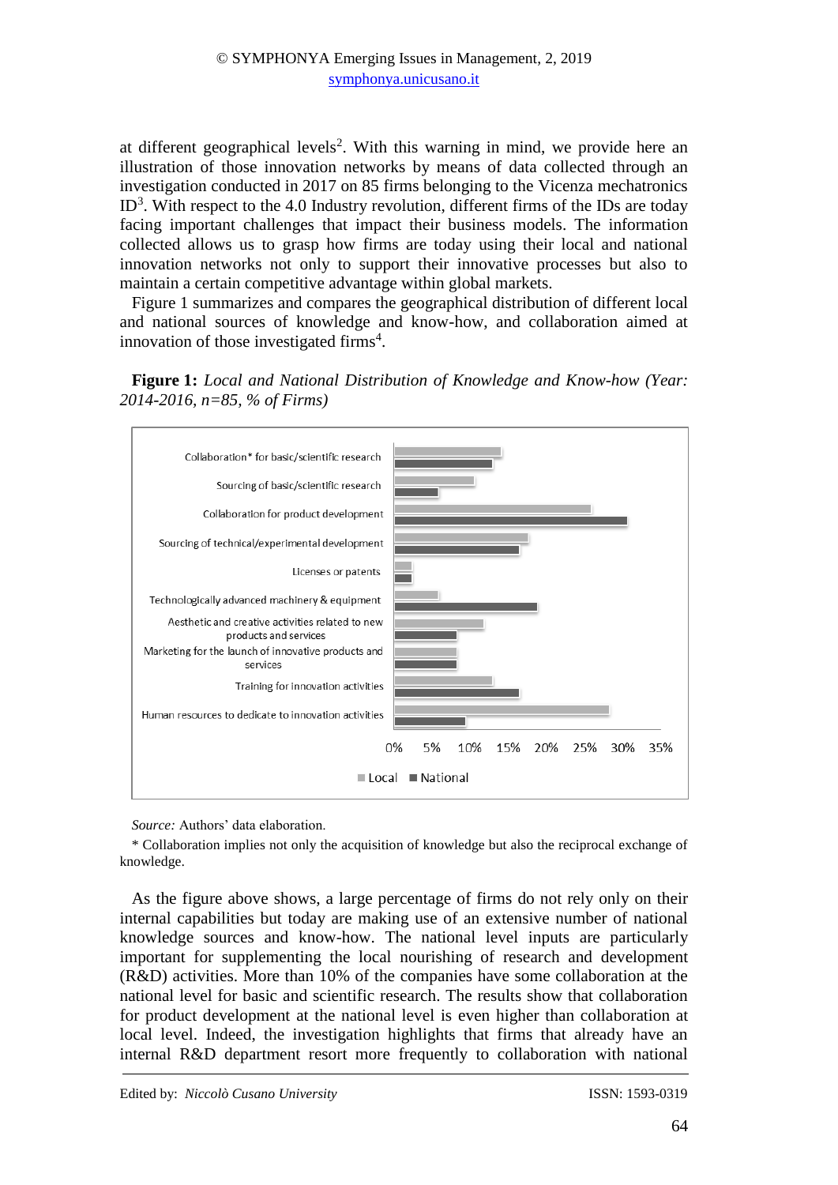at different geographical levels[2]. With this warning in mind, we provide here an illustration of those innovation networks by means of data collected through an investigation conducted in 2017 on 85 firms belonging to the Vicenza mechatronics ID[3]. With respect to the 4.0 Industry revolution, different firms of the IDs are today facing important challenges that impact their business models. The information collected allows us to grasp how firms are today using their local and national innovation networks not only to support their innovative processes but also to maintain a certain competitive advantage within global markets.

Figure 1 summarizes and compares the geographical distribution of different local and national sources of knowledge and know-how, and collaboration aimed at innovation of those investigated firms[4].

**Figure 1:** *Local and National Distribution of Knowledge and Know-how (Year: 2014-2016, n=85, % of Firms)*

*Source:* Authors' data elaboration.

* Collaboration implies not only the acquisition of knowledge but also the reciprocal exchange of knowledge.

As the figure above shows, a large percentage of firms do not rely only on their internal capabilities but today are making use of an extensive number of national knowledge sources and know-how. The national level inputs are particularly important for supplementing the local nourishing of research and development (R&D) activities. More than 10% of the companies have some collaboration at the national level for basic and scientific research. The results show that collaboration for product development at the national level is even higher than collaboration at local level. Indeed, the investigation highlights that firms that already have an internal R&D department resort more frequently to collaboration with national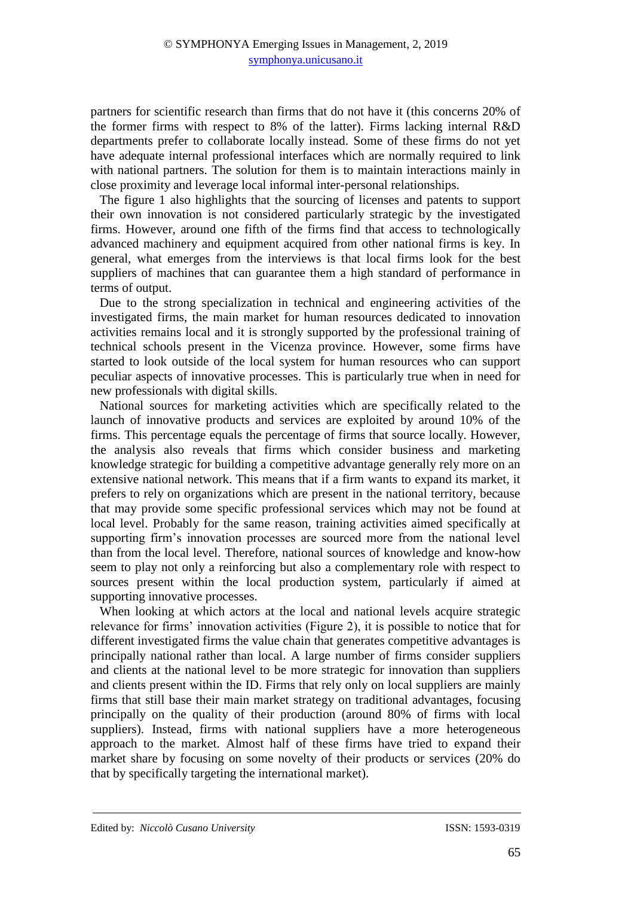partners for scientific research than firms that do not have it (this concerns 20% of the former firms with respect to 8% of the latter). Firms lacking internal R&D departments prefer to collaborate locally instead. Some of these firms do not yet have adequate internal professional interfaces which are normally required to link with national partners. The solution for them is to maintain interactions mainly in close proximity and leverage local informal inter-personal relationships.

The figure 1 also highlights that the sourcing of licenses and patents to support their own innovation is not considered particularly strategic by the investigated firms. However, around one fifth of the firms find that access to technologically advanced machinery and equipment acquired from other national firms is key. In general, what emerges from the interviews is that local firms look for the best suppliers of machines that can guarantee them a high standard of performance in terms of output.

Due to the strong specialization in technical and engineering activities of the investigated firms, the main market for human resources dedicated to innovation activities remains local and it is strongly supported by the professional training of technical schools present in the Vicenza province. However, some firms have started to look outside of the local system for human resources who can support peculiar aspects of innovative processes. This is particularly true when in need for new professionals with digital skills.

National sources for marketing activities which are specifically related to the launch of innovative products and services are exploited by around 10% of the firms. This percentage equals the percentage of firms that source locally. However, the analysis also reveals that firms which consider business and marketing knowledge strategic for building a competitive advantage generally rely more on an extensive national network. This means that if a firm wants to expand its market, it prefers to rely on organizations which are present in the national territory, because that may provide some specific professional services which may not be found at local level. Probably for the same reason, training activities aimed specifically at supporting firm's innovation processes are sourced more from the national level than from the local level. Therefore, national sources of knowledge and know-how seem to play not only a reinforcing but also a complementary role with respect to sources present within the local production system, particularly if aimed at supporting innovative processes.

When looking at which actors at the local and national levels acquire strategic relevance for firms' innovation activities (Figure 2), it is possible to notice that for different investigated firms the value chain that generates competitive advantages is principally national rather than local. A large number of firms consider suppliers and clients at the national level to be more strategic for innovation than suppliers and clients present within the ID. Firms that rely only on local suppliers are mainly firms that still base their main market strategy on traditional advantages, focusing principally on the quality of their production (around 80% of firms with local suppliers). Instead, firms with national suppliers have a more heterogeneous approach to the market. Almost half of these firms have tried to expand their market share by focusing on some novelty of their products or services (20% do that by specifically targeting the international market).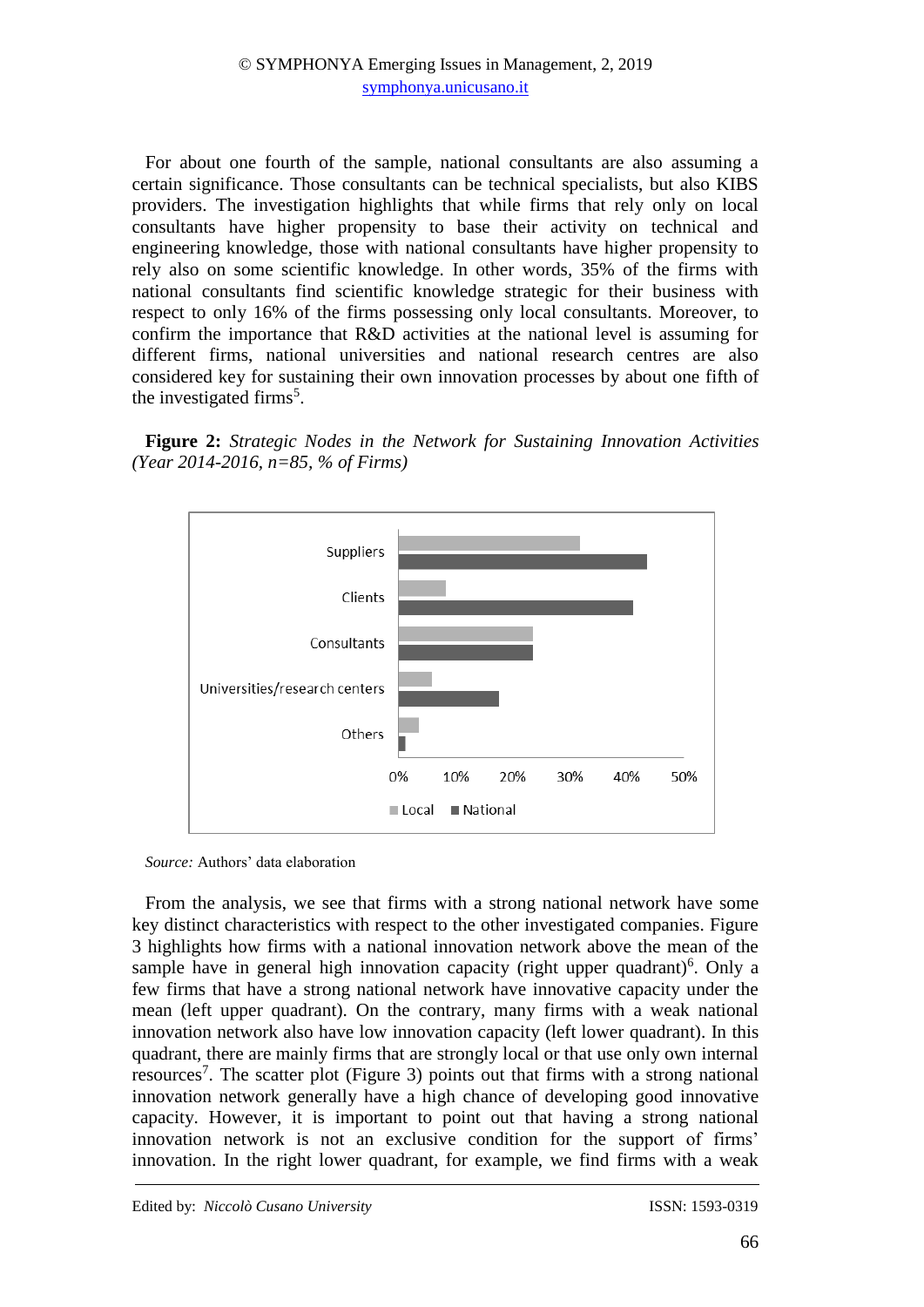For about one fourth of the sample, national consultants are also assuming a certain significance. Those consultants can be technical specialists, but also KIBS providers. The investigation highlights that while firms that rely only on local consultants have higher propensity to base their activity on technical and engineering knowledge, those with national consultants have higher propensity to rely also on some scientific knowledge. In other words, 35% of the firms with national consultants find scientific knowledge strategic for their business with respect to only 16% of the firms possessing only local consultants. Moreover, to confirm the importance that R&D activities at the national level is assuming for different firms, national universities and national research centres are also considered key for sustaining their own innovation processes by about one fifth of the investigated firms[5].

**Figure 2:** *Strategic Nodes in the Network for Sustaining Innovation Activities (Year 2014-2016, n=85, % of Firms)*

*Source:* Authors' data elaboration

From the analysis, we see that firms with a strong national network have some key distinct characteristics with respect to the other investigated companies. Figure 3 highlights how firms with a national innovation network above the mean of the sample have in general high innovation capacity (right upper quadrant)[6]. Only a few firms that have a strong national network have innovative capacity under the mean (left upper quadrant). On the contrary, many firms with a weak national innovation network also have low innovation capacity (left lower quadrant). In this quadrant, there are mainly firms that are strongly local or that use only own internal resources[7]. The scatter plot (Figure 3) points out that firms with a strong national innovation network generally have a high chance of developing good innovative capacity. However, it is important to point out that having a strong national innovation network is not an exclusive condition for the support of firms' innovation. In the right lower quadrant, for example, we find firms with a weak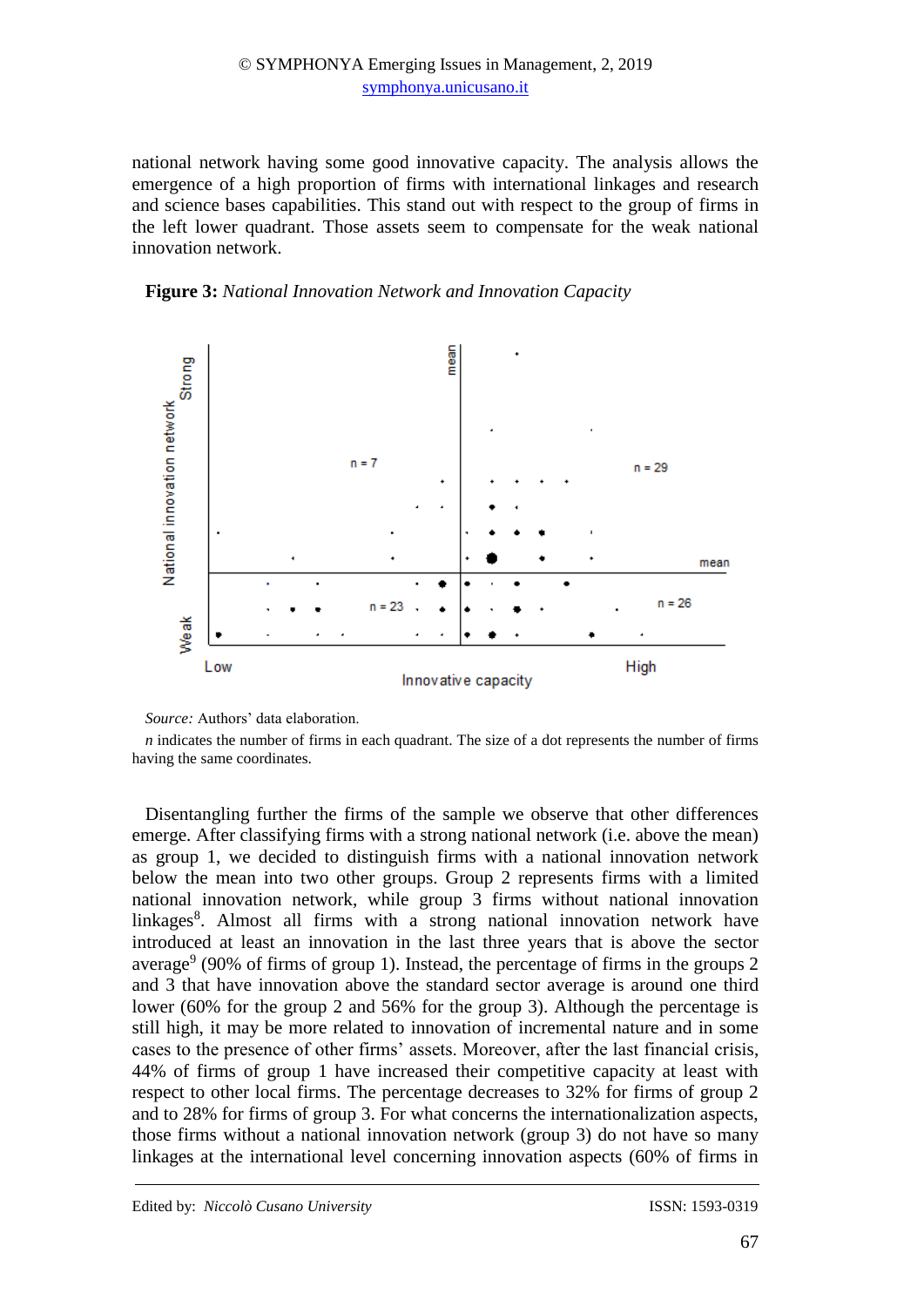national network having some good innovative capacity. The analysis allows the emergence of a high proportion of firms with international linkages and research and science bases capabilities. This stand out with respect to the group of firms in the left lower quadrant. Those assets seem to compensate for the weak national innovation network.

**Figure 3:** *National Innovation Network and Innovation Capacity*

*Source:* Authors' data elaboration.

*n* indicates the number of firms in each quadrant. The size of a dot represents the number of firms having the same coordinates.

Disentangling further the firms of the sample we observe that other differences emerge. After classifying firms with a strong national network (i.e. above the mean) as group 1, we decided to distinguish firms with a national innovation network below the mean into two other groups. Group 2 represents firms with a limited national innovation network, while group 3 firms without national innovation linkages[8]. Almost all firms with a strong national innovation network have introduced at least an innovation in the last three years that is above the sector average[9] (90% of firms of group 1). Instead, the percentage of firms in the groups 2 and 3 that have innovation above the standard sector average is around one third lower (60% for the group 2 and 56% for the group 3). Although the percentage is still high, it may be more related to innovation of incremental nature and in some cases to the presence of other firms' assets. Moreover, after the last financial crisis, 44% of firms of group 1 have increased their competitive capacity at least with respect to other local firms. The percentage decreases to 32% for firms of group 2 and to 28% for firms of group 3. For what concerns the internationalization aspects, those firms without a national innovation network (group 3) do not have so many linkages at the international level concerning innovation aspects (60% of firms in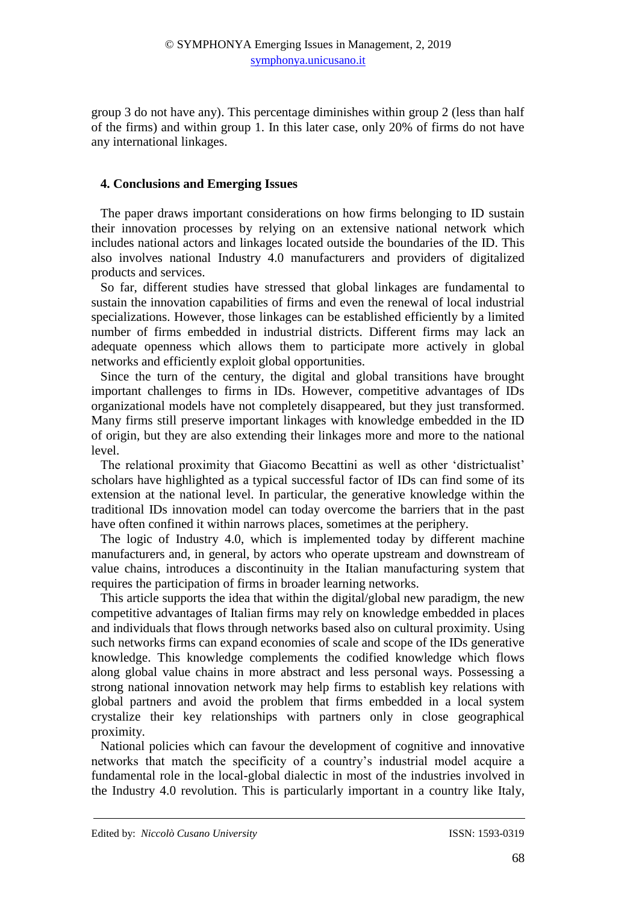group 3 do not have any). This percentage diminishes within group 2 (less than half of the firms) and within group 1. In this later case, only 20% of firms do not have any international linkages.

## 4. Conclusions and Emerging Issues

The paper draws important considerations on how firms belonging to ID sustain their innovation processes by relying on an extensive national network which includes national actors and linkages located outside the boundaries of the ID. This also involves national Industry 4.0 manufacturers and providers of digitalized products and services.

So far, different studies have stressed that global linkages are fundamental to sustain the innovation capabilities of firms and even the renewal of local industrial specializations. However, those linkages can be established efficiently by a limited number of firms embedded in industrial districts. Different firms may lack an adequate openness which allows them to participate more actively in global networks and efficiently exploit global opportunities.

Since the turn of the century, the digital and global transitions have brought important challenges to firms in IDs. However, competitive advantages of IDs organizational models have not completely disappeared, but they just transformed. Many firms still preserve important linkages with knowledge embedded in the ID of origin, but they are also extending their linkages more and more to the national level.

The relational proximity that Giacomo Becattini as well as other 'districtualist' scholars have highlighted as a typical successful factor of IDs can find some of its extension at the national level. In particular, the generative knowledge within the traditional IDs innovation model can today overcome the barriers that in the past have often confined it within narrows places, sometimes at the periphery.

The logic of Industry 4.0, which is implemented today by different machine manufacturers and, in general, by actors who operate upstream and downstream of value chains, introduces a discontinuity in the Italian manufacturing system that requires the participation of firms in broader learning networks.

This article supports the idea that within the digital/global new paradigm, the new competitive advantages of Italian firms may rely on knowledge embedded in places and individuals that flows through networks based also on cultural proximity. Using such networks firms can expand economies of scale and scope of the IDs generative knowledge. This knowledge complements the codified knowledge which flows along global value chains in more abstract and less personal ways. Possessing a strong national innovation network may help firms to establish key relations with global partners and avoid the problem that firms embedded in a local system crystalize their key relationships with partners only in close geographical proximity.

National policies which can favour the development of cognitive and innovative networks that match the specificity of a country's industrial model acquire a fundamental role in the local-global dialectic in most of the industries involved in the Industry 4.0 revolution. This is particularly important in a country like Italy,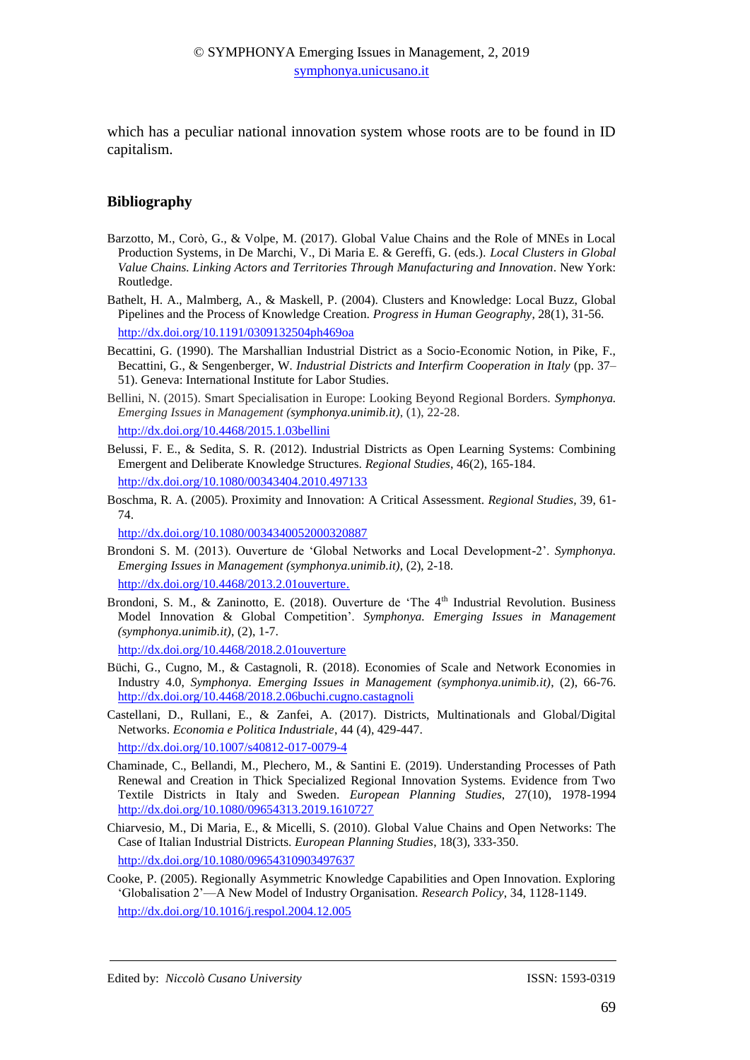which has a peculiar national innovation system whose roots are to be found in ID capitalism.

## Bibliography

Barzotto, M., Corò, G., & Volpe, M. (2017). Global Value Chains and the Role of MNEs in Local Production Systems, in De Marchi, V., Di Maria E. & Gereffi, G. (eds.). *Local Clusters in Global Value Chains. Linking Actors and Territories Through Manufacturing and Innovation*. New York: Routledge.

Bathelt, H. A., Malmberg, A., & Maskell, P. (2004). Clusters and Knowledge: Local Buzz, Global Pipelines and the Process of Knowledge Creation. *Progress in Human Geography*, 28(1), 31-56. http://dx.doi.org/10.1191/0309132504ph469oa

Becattini, G. (1990). The Marshallian Industrial District as a Socio-Economic Notion, in Pike, F., Becattini, G., & Sengenberger, W. *Industrial Districts and Interfirm Cooperation in Italy* (pp. 37–51). Geneva: International Institute for Labor Studies.

Bellini, N. (2015). Smart Specialisation in Europe: Looking Beyond Regional Borders. *Symphonya. Emerging Issues in Management (symphonya.unimib.it)*, (1), 22-28. http://dx.doi.org/10.4468/2015.1.03bellini

Belussi, F. E., & Sedita, S. R. (2012). Industrial Districts as Open Learning Systems: Combining Emergent and Deliberate Knowledge Structures. *Regional Studies*, 46(2), 165-184. http://dx.doi.org/10.1080/00343404.2010.497133

Boschma, R. A. (2005). Proximity and Innovation: A Critical Assessment. *Regional Studies*, 39, 61-74. http://dx.doi.org/10.1080/0034340052000320887

Brondoni S. M. (2013). Ouverture de 'Global Networks and Local Development-2'. *Symphonya. Emerging Issues in Management (symphonya.unimib.it)*, (2), 2-18. http://dx.doi.org/10.4468/2013.2.01ouverture.

Brondoni, S. M., & Zaninotto, E. (2018). Ouverture de 'The 4th Industrial Revolution. Business Model Innovation & Global Competition'. *Symphonya. Emerging Issues in Management (symphonya.unimib.it)*, (2), 1-7. http://dx.doi.org/10.4468/2018.2.01ouverture

Büchi, G., Cugno, M., & Castagnoli, R. (2018). Economies of Scale and Network Economies in Industry 4.0, *Symphonya. Emerging Issues in Management (symphonya.unimib.it)*, (2), 66-76. http://dx.doi.org/10.4468/2018.2.06buchi.cugno.castagnoli

Castellani, D., Rullani, E., & Zanfei, A. (2017). Districts, Multinationals and Global/Digital Networks. *Economia e Politica Industriale*, 44 (4), 429-447. http://dx.doi.org/10.1007/s40812-017-0079-4

Chaminade, C., Bellandi, M., Plechero, M., & Santini E. (2019). Understanding Processes of Path Renewal and Creation in Thick Specialized Regional Innovation Systems. Evidence from Two Textile Districts in Italy and Sweden. *European Planning Studies*, 27(10), 1978-1994 http://dx.doi.org/10.1080/09654313.2019.1610727

Chiarvesio, M., Di Maria, E., & Micelli, S. (2010). Global Value Chains and Open Networks: The Case of Italian Industrial Districts. *European Planning Studies*, 18(3), 333-350. http://dx.doi.org/10.1080/09654310903497637

Cooke, P. (2005). Regionally Asymmetric Knowledge Capabilities and Open Innovation. Exploring 'Globalisation 2'—A New Model of Industry Organisation. *Research Policy*, 34, 1128-1149. http://dx.doi.org/10.1016/j.respol.2004.12.005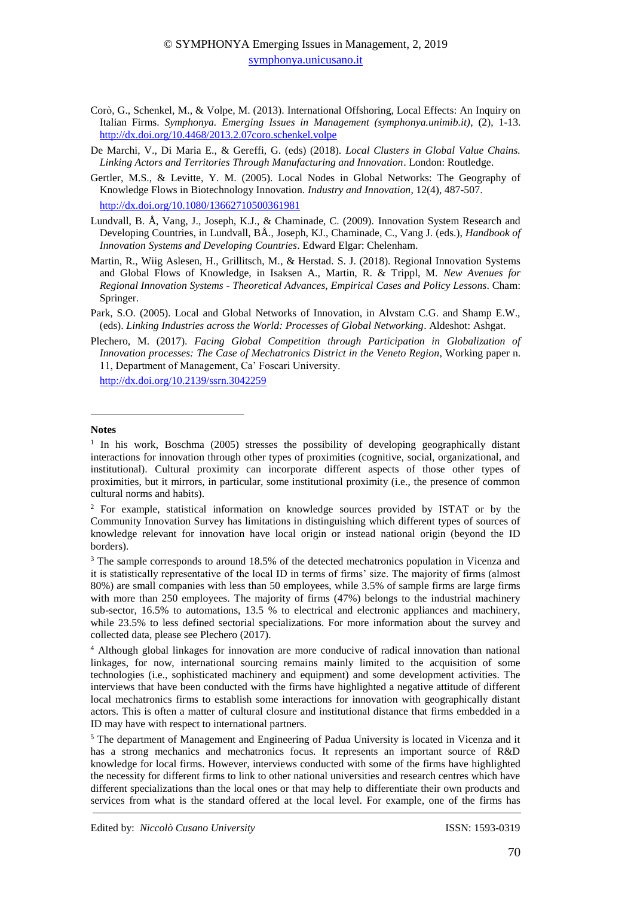Corò, G., Schenkel, M., & Volpe, M. (2013). International Offshoring, Local Effects: An Inquiry on Italian Firms. *Symphonya. Emerging Issues in Management (symphonya.unimib.it)*, (2), 1-13. http://dx.doi.org/10.4468/2013.2.07coro.schenkel.volpe

De Marchi, V., Di Maria E., & Gereffi, G. (eds) (2018). *Local Clusters in Global Value Chains. Linking Actors and Territories Through Manufacturing and Innovation*. London: Routledge.

Gertler, M.S., & Levitte, Y. M. (2005). Local Nodes in Global Networks: The Geography of Knowledge Flows in Biotechnology Innovation. *Industry and Innovation*, 12(4), 487-507. http://dx.doi.org/10.1080/13662710500361981

Lundvall, B. Å, Vang, J., Joseph, K.J., & Chaminade, C. (2009). Innovation System Research and Developing Countries, in Lundvall, BÅ., Joseph, KJ., Chaminade, C., Vang J. (eds.), *Handbook of Innovation Systems and Developing Countries*. Edward Elgar: Chelenham.

Martin, R., Wiig Aslesen, H., Grillitsch, M., & Herstad. S. J. (2018). Regional Innovation Systems and Global Flows of Knowledge, in Isaksen A., Martin, R. & Trippl, M. *New Avenues for Regional Innovation Systems - Theoretical Advances, Empirical Cases and Policy Lessons*. Cham: Springer.

Park, S.O. (2005). Local and Global Networks of Innovation, in Alvstam C.G. and Shamp E.W., (eds). *Linking Industries across the World: Processes of Global Networking*. Aldeshot: Ashgat.

Plechero, M. (2017). *Facing Global Competition through Participation in Globalization of Innovation processes: The Case of Mechatronics District in the Veneto Region*, Working paper n. 11, Department of Management, Ca' Foscari University. http://dx.doi.org/10.2139/ssrn.3042259

**Notes**

[1] In his work, Boschma (2005) stresses the possibility of developing geographically distant interactions for innovation through other types of proximities (cognitive, social, organizational, and institutional). Cultural proximity can incorporate different aspects of those other types of proximities, but it mirrors, in particular, some institutional proximity (i.e., the presence of common cultural norms and habits).

[2] For example, statistical information on knowledge sources provided by ISTAT or by the Community Innovation Survey has limitations in distinguishing which different types of sources of knowledge relevant for innovation have local origin or instead national origin (beyond the ID borders).

[3] The sample corresponds to around 18.5% of the detected mechatronics population in Vicenza and it is statistically representative of the local ID in terms of firms' size. The majority of firms (almost 80%) are small companies with less than 50 employees, while 3.5% of sample firms are large firms with more than 250 employees. The majority of firms (47%) belongs to the industrial machinery sub-sector, 16.5% to automations, 13.5 % to electrical and electronic appliances and machinery, while 23.5% to less defined sectorial specializations. For more information about the survey and collected data, please see Plechero (2017).

[4] Although global linkages for innovation are more conducive of radical innovation than national linkages, for now, international sourcing remains mainly limited to the acquisition of some technologies (i.e., sophisticated machinery and equipment) and some development activities. The interviews that have been conducted with the firms have highlighted a negative attitude of different local mechatronics firms to establish some interactions for innovation with geographically distant actors. This is often a matter of cultural closure and institutional distance that firms embedded in a ID may have with respect to international partners.

[5] The department of Management and Engineering of Padua University is located in Vicenza and it has a strong mechanics and mechatronics focus. It represents an important source of R&D knowledge for local firms. However, interviews conducted with some of the firms have highlighted the necessity for different firms to link to other national universities and research centres which have different specializations than the local ones or that may help to differentiate their own products and services from what is the standard offered at the local level. For example, one of the firms has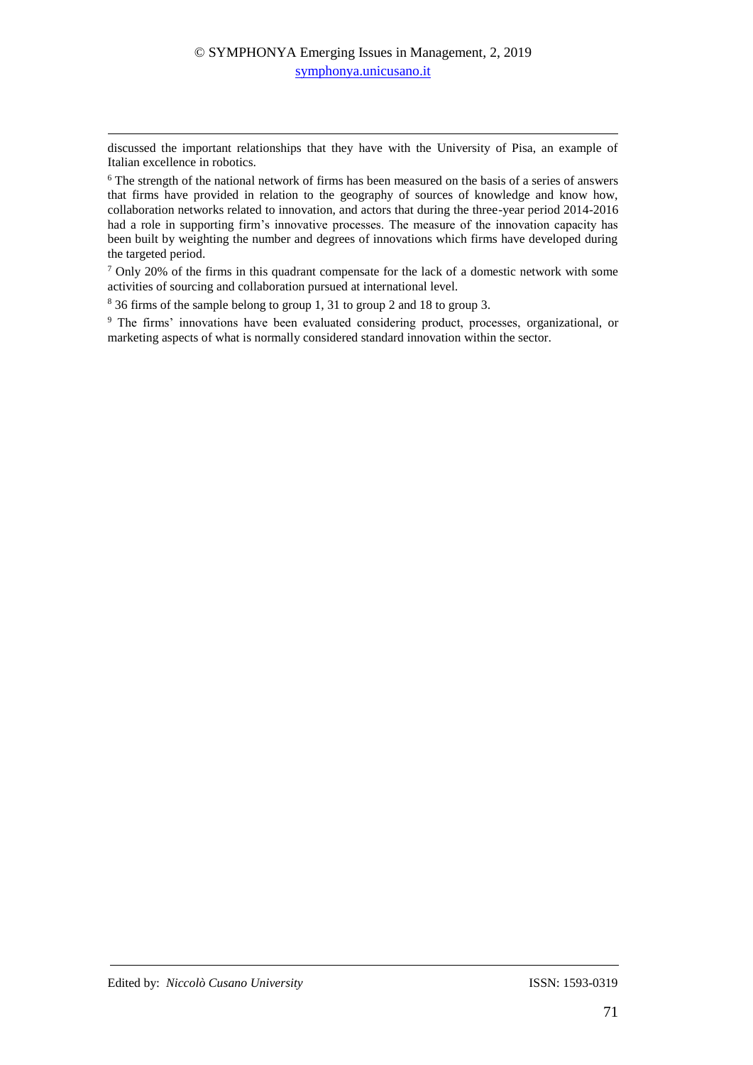discussed the important relationships that they have with the University of Pisa, an example of Italian excellence in robotics.

[6] The strength of the national network of firms has been measured on the basis of a series of answers that firms have provided in relation to the geography of sources of knowledge and know how, collaboration networks related to innovation, and actors that during the three-year period 2014-2016 had a role in supporting firm's innovative processes. The measure of the innovation capacity has been built by weighting the number and degrees of innovations which firms have developed during the targeted period.

[7] Only 20% of the firms in this quadrant compensate for the lack of a domestic network with some activities of sourcing and collaboration pursued at international level.

[8] 36 firms of the sample belong to group 1, 31 to group 2 and 18 to group 3.

[9] The firms' innovations have been evaluated considering product, processes, organizational, or marketing aspects of what is normally considered standard innovation within the sector.